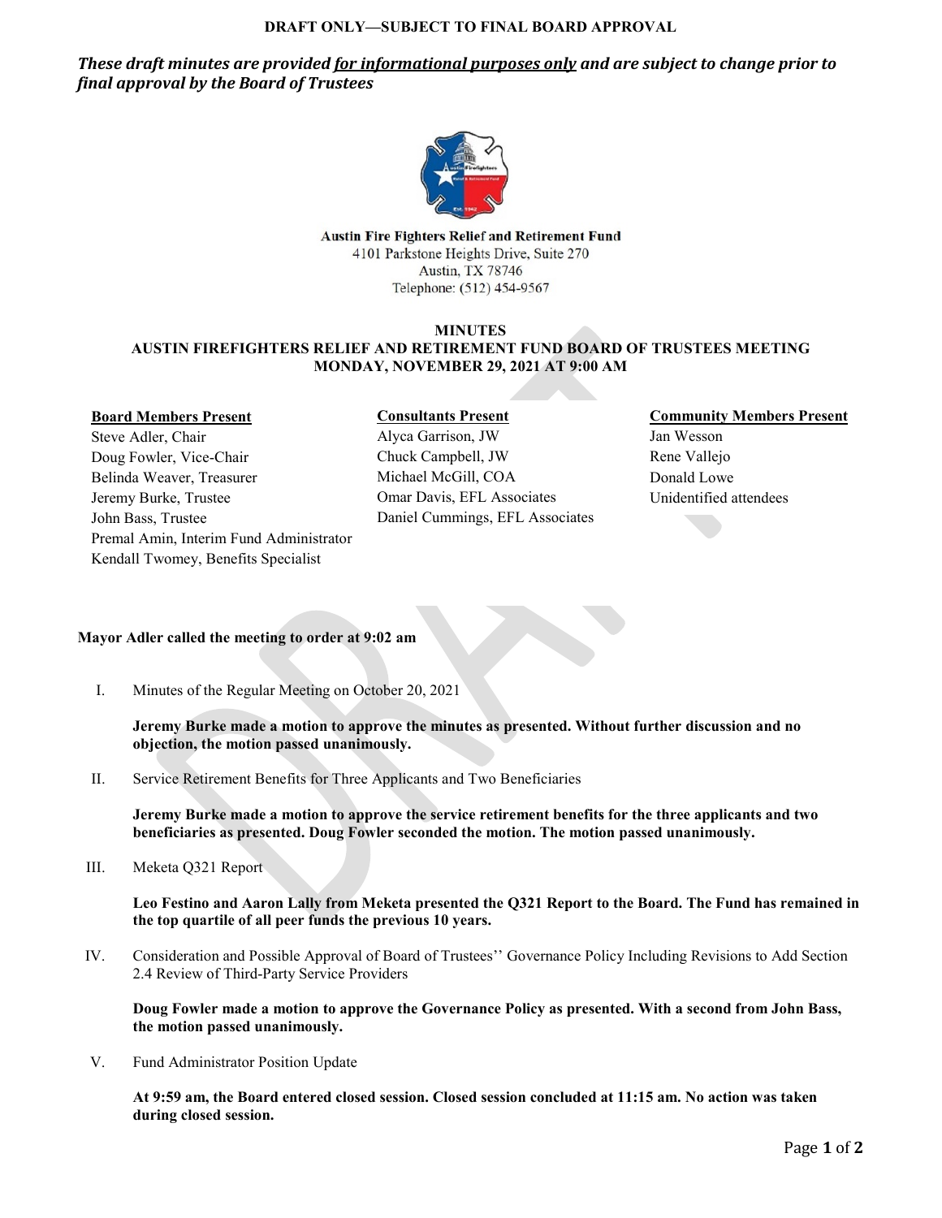**DRAFT ONLY—SUBJECT TO FINAL BOARD APPROVAL**

***These draft minutes are provided <u>for informational purposes only</u> and are subject to change prior to final approval by the Board of Trustees***

**Austin Fire Fighters Relief and Retirement Fund**
4101 Parkstone Heights Drive, Suite 270
Austin, TX 78746
Telephone: (512) 454-9567

# MINUTES
## AUSTIN FIREFIGHTERS RELIEF AND RETIREMENT FUND BOARD OF TRUSTEES MEETING
## MONDAY, NOVEMBER 29, 2021 AT 9:00 AM

**Board Members Present**
Steve Adler, Chair
Doug Fowler, Vice-Chair
Belinda Weaver, Treasurer
Jeremy Burke, Trustee
John Bass, Trustee
Premal Amin, Interim Fund Administrator
Kendall Twomey, Benefits Specialist

**Consultants Present**
Alyca Garrison, JW
Chuck Campbell, JW
Michael McGill, COA
Omar Davis, EFL Associates
Daniel Cummings, EFL Associates

**Community Members Present**
Jan Wesson
Rene Vallejo
Donald Lowe
Unidentified attendees

**Mayor Adler called the meeting to order at 9:02 am**

I. Minutes of the Regular Meeting on October 20, 2021

   **Jeremy Burke made a motion to approve the minutes as presented. Without further discussion and no objection, the motion passed unanimously.**

II. Service Retirement Benefits for Three Applicants and Two Beneficiaries

   **Jeremy Burke made a motion to approve the service retirement benefits for the three applicants and two beneficiaries as presented. Doug Fowler seconded the motion. The motion passed unanimously.**

III. Meketa Q321 Report

   **Leo Festino and Aaron Lally from Meketa presented the Q321 Report to the Board. The Fund has remained in the top quartile of all peer funds the previous 10 years.**

IV. Consideration and Possible Approval of Board of Trustees'' Governance Policy Including Revisions to Add Section 2.4 Review of Third-Party Service Providers

   **Doug Fowler made a motion to approve the Governance Policy as presented. With a second from John Bass, the motion passed unanimously.**

V. Fund Administrator Position Update

   **At 9:59 am, the Board entered closed session. Closed session concluded at 11:15 am. No action was taken during closed session.**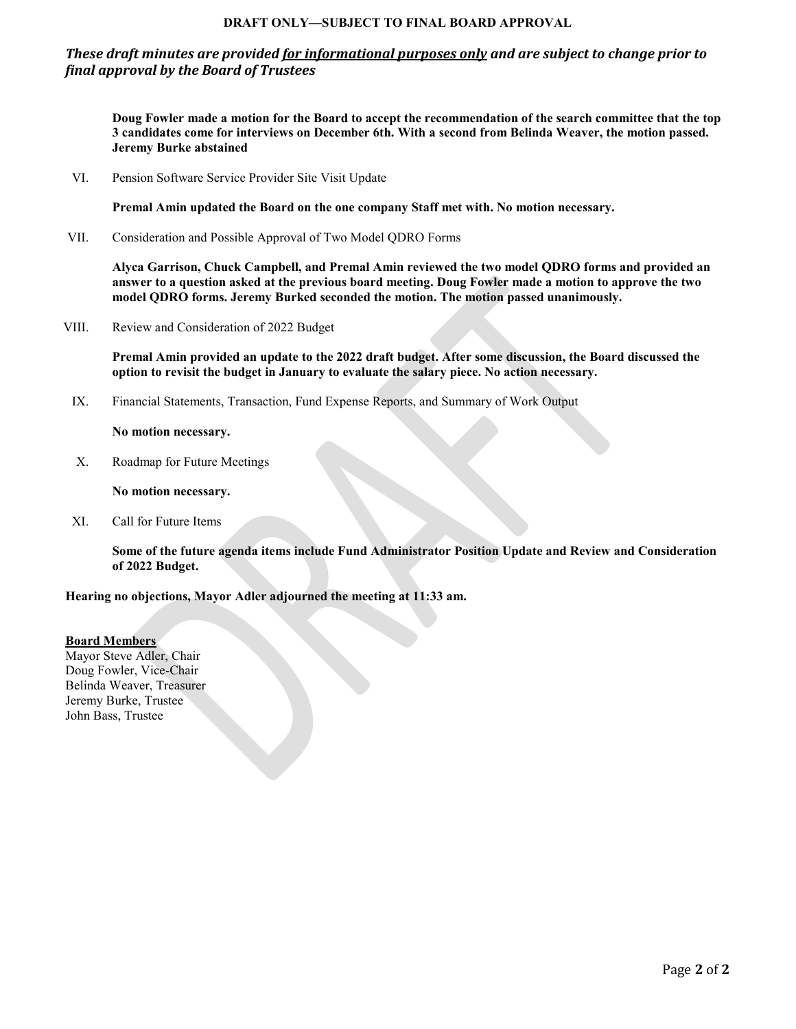**DRAFT ONLY—SUBJECT TO FINAL BOARD APPROVAL**

***These draft minutes are provided for informational purposes only and are subject to change prior to final approval by the Board of Trustees***

**Doug Fowler made a motion for the Board to accept the recommendation of the search committee that the top 3 candidates come for interviews on December 6th. With a second from Belinda Weaver, the motion passed. Jeremy Burke abstained**

VI. Pension Software Service Provider Site Visit Update

**Premal Amin updated the Board on the one company Staff met with. No motion necessary.**

VII. Consideration and Possible Approval of Two Model QDRO Forms

**Alyca Garrison, Chuck Campbell, and Premal Amin reviewed the two model QDRO forms and provided an answer to a question asked at the previous board meeting. Doug Fowler made a motion to approve the two model QDRO forms. Jeremy Burked seconded the motion. The motion passed unanimously.**

VIII. Review and Consideration of 2022 Budget

**Premal Amin provided an update to the 2022 draft budget. After some discussion, the Board discussed the option to revisit the budget in January to evaluate the salary piece. No action necessary.**

IX. Financial Statements, Transaction, Fund Expense Reports, and Summary of Work Output

**No motion necessary.**

X. Roadmap for Future Meetings

**No motion necessary.**

XI. Call for Future Items

**Some of the future agenda items include Fund Administrator Position Update and Review and Consideration of 2022 Budget.**

**Hearing no objections, Mayor Adler adjourned the meeting at 11:33 am.**

**Board Members**

Mayor Steve Adler, Chair
Doug Fowler, Vice-Chair
Belinda Weaver, Treasurer
Jeremy Burke, Trustee
John Bass, Trustee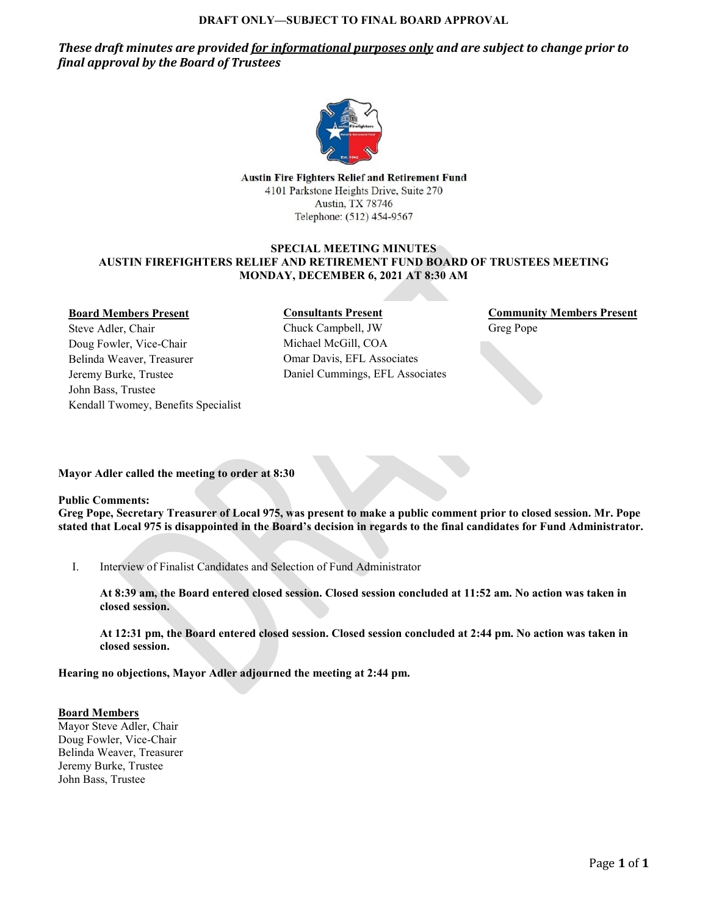**DRAFT ONLY—SUBJECT TO FINAL BOARD APPROVAL**

***These draft minutes are provided for informational purposes only and are subject to change prior to final approval by the Board of Trustees***

**Austin Fire Fighters Relief and Retirement Fund**
4101 Parkstone Heights Drive, Suite 270
Austin, TX 78746
Telephone: (512) 454-9567

## SPECIAL MEETING MINUTES
## AUSTIN FIREFIGHTERS RELIEF AND RETIREMENT FUND BOARD OF TRUSTEES MEETING
## MONDAY, DECEMBER 6, 2021 AT 8:30 AM

**Board Members Present**
Steve Adler, Chair
Doug Fowler, Vice-Chair
Belinda Weaver, Treasurer
Jeremy Burke, Trustee
John Bass, Trustee
Kendall Twomey, Benefits Specialist

**Consultants Present**
Chuck Campbell, JW
Michael McGill, COA
Omar Davis, EFL Associates
Daniel Cummings, EFL Associates

**Community Members Present**
Greg Pope

**Mayor Adler called the meeting to order at 8:30**

**Public Comments:**
**Greg Pope, Secretary Treasurer of Local 975, was present to make a public comment prior to closed session. Mr. Pope stated that Local 975 is disappointed in the Board's decision in regards to the final candidates for Fund Administrator.**

I. Interview of Finalist Candidates and Selection of Fund Administrator

**At 8:39 am, the Board entered closed session. Closed session concluded at 11:52 am. No action was taken in closed session.**

**At 12:31 pm, the Board entered closed session. Closed session concluded at 2:44 pm. No action was taken in closed session.**

**Hearing no objections, Mayor Adler adjourned the meeting at 2:44 pm.**

**Board Members**
Mayor Steve Adler, Chair
Doug Fowler, Vice-Chair
Belinda Weaver, Treasurer
Jeremy Burke, Trustee
John Bass, Trustee